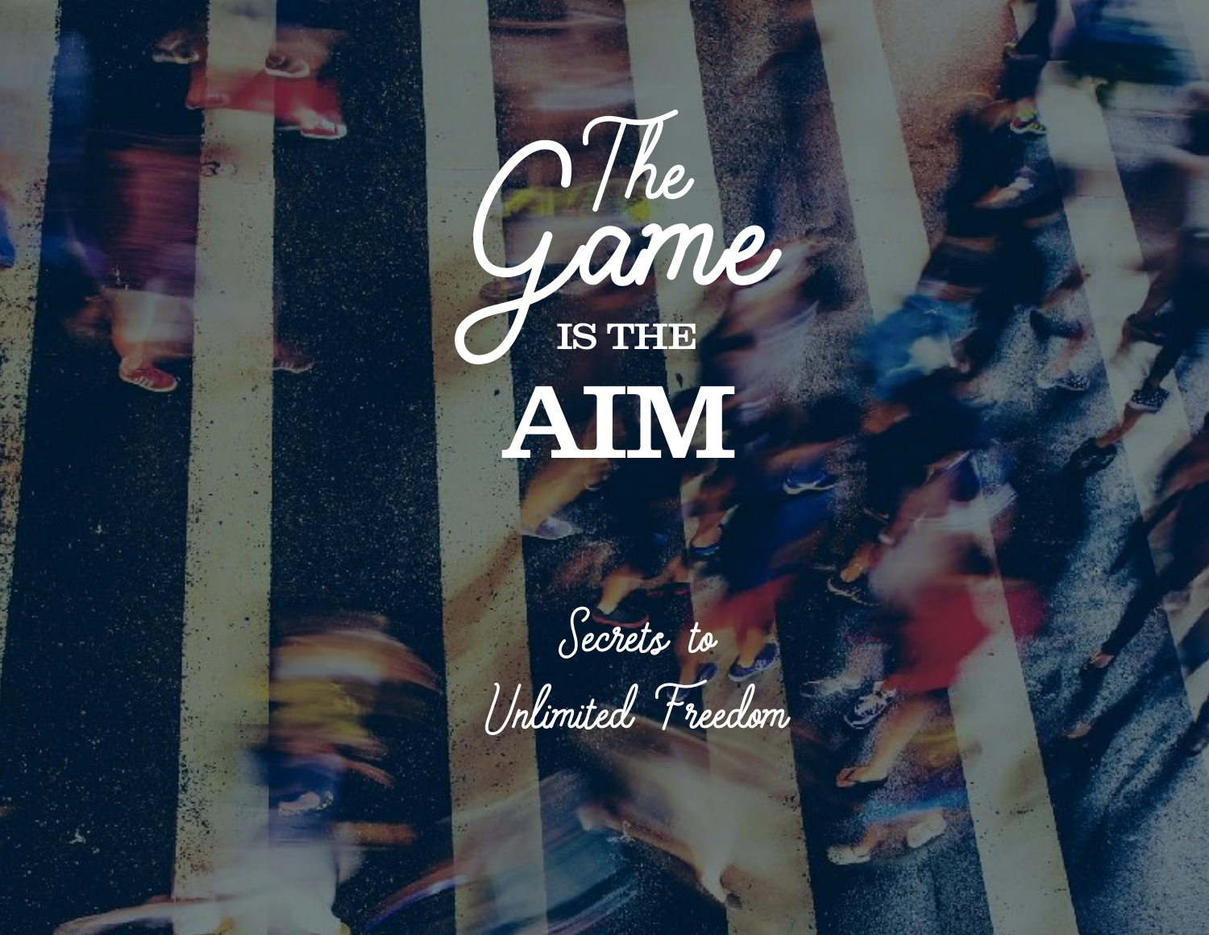# The Game IS THE AIM

*Secrets to Unlimited Freedom*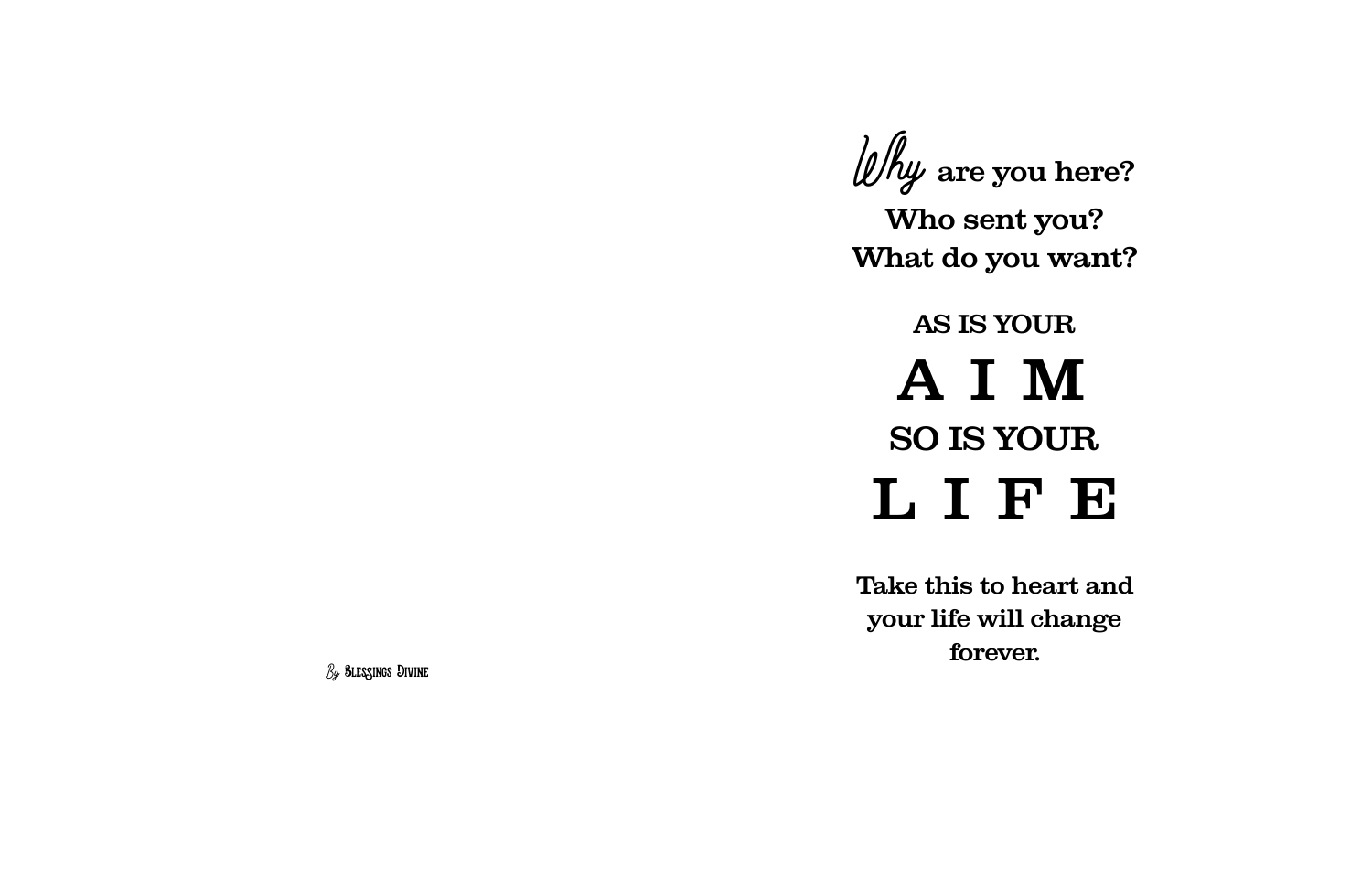*Why* are you here?
Who sent you?
What do you want?

AS IS YOUR

# A I M

SO IS YOUR

# L I F E

**Take this to heart and your life will change forever.**

*By* Blessings Divine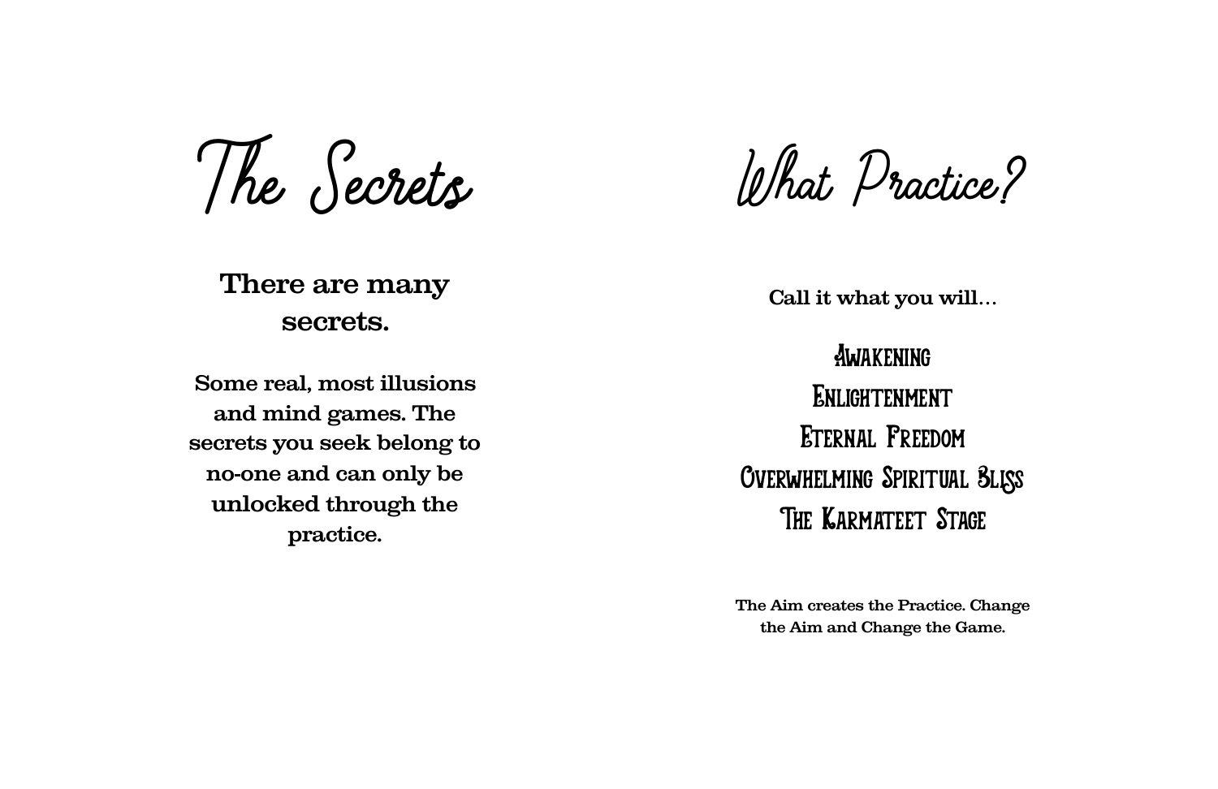# The Secrets

**There are many secrets.**

**Some real, most illusions and mind games. The secrets you seek belong to no-one and can only be unlocked through the practice.**

# What Practice?

**Call it what you will…**

AWAKENING
ENLIGHTENMENT
ETERNAL FREEDOM
OVERWHELMING SPIRITUAL BLISS
THE KARMATEET STAGE

**The Aim creates the Practice. Change the Aim and Change the Game.**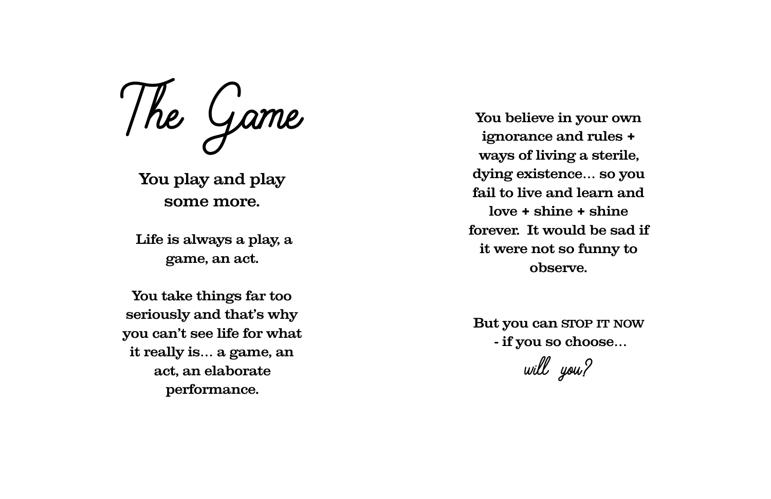# The Game

**You play and play some more.**

**Life is always a play, a game, an act.**

**You take things far too seriously and that's why you can't see life for what it really is… a game, an act, an elaborate performance.**

**You believe in your own ignorance and rules + ways of living a sterile, dying existence… so you fail to live and learn and love + shine + shine forever. It would be sad if it were not so funny to observe.**

**But you can STOP IT NOW - if you so choose…**

*will you?*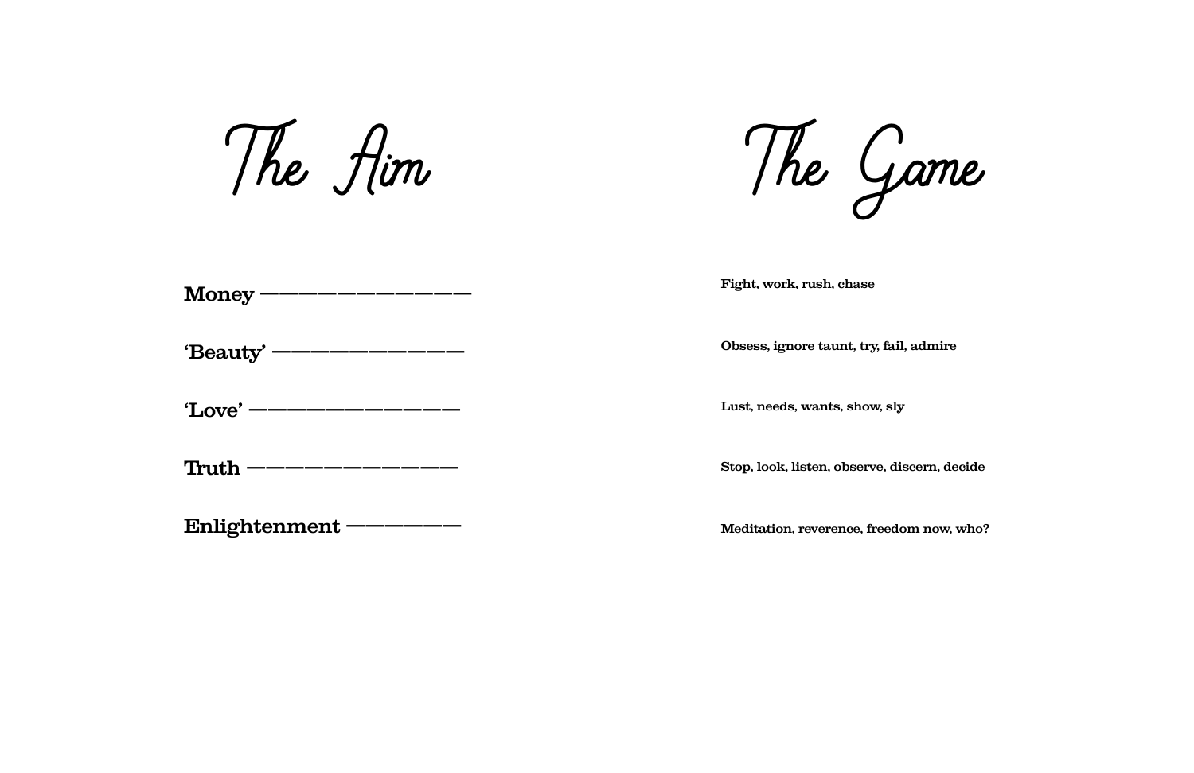| The Aim | The Game |
| --- | --- |
| **Money** ————————————— | **Fight, work, rush, chase** |
| **‘Beauty’** ———————————— | **Obsess, ignore taunt, try, fail, admire** |
| **‘Love’** ————————————— | **Lust, needs, wants, show, sly** |
| **Truth** ————————————— | **Stop, look, listen, observe, discern, decide** |
| **Enlightenment** ——————— | **Meditation, reverence, freedom now, who?** |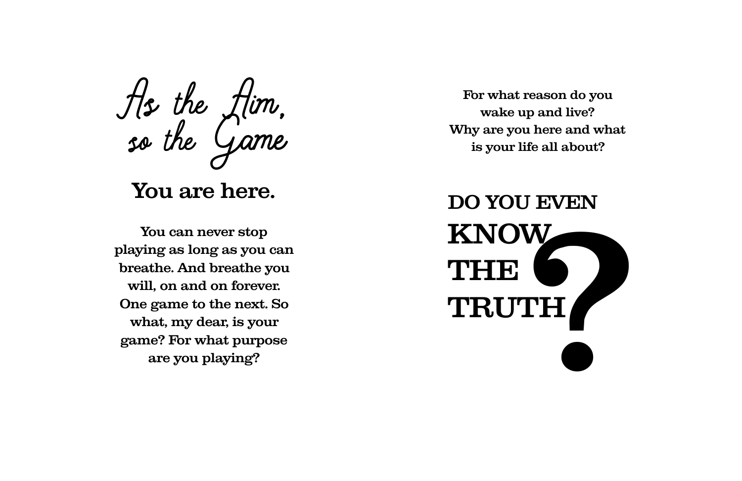# *As the Aim, so the Game*

## You are here.

**You can never stop playing as long as you can breathe. And breathe you will, on and on forever. One game to the next. So what, my dear, is your game? For what purpose are you playing?**

**For what reason do you wake up and live? Why are you here and what is your life all about?**

## DO YOU EVEN KNOW THE TRUTH?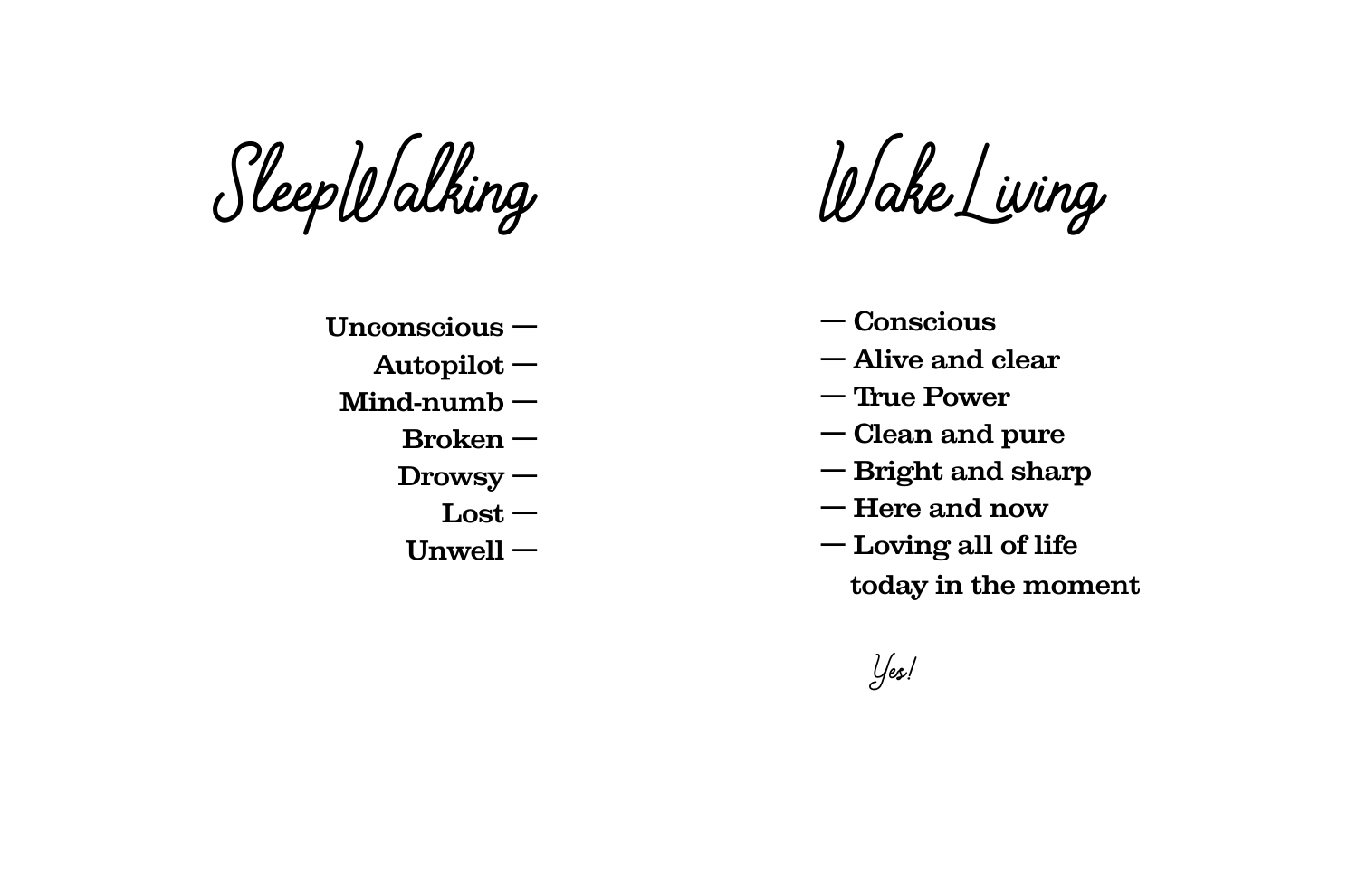## SleepWalking

**Unconscious —**
**Autopilot —**
**Mind-numb —**
**Broken —**
**Drowsy —**
**Lost —**
**Unwell —**

## WakeLiving

**— Conscious**
**— Alive and clear**
**— True Power**
**— Clean and pure**
**— Bright and sharp**
**— Here and now**
**— Loving all of life today in the moment**

*Yes!*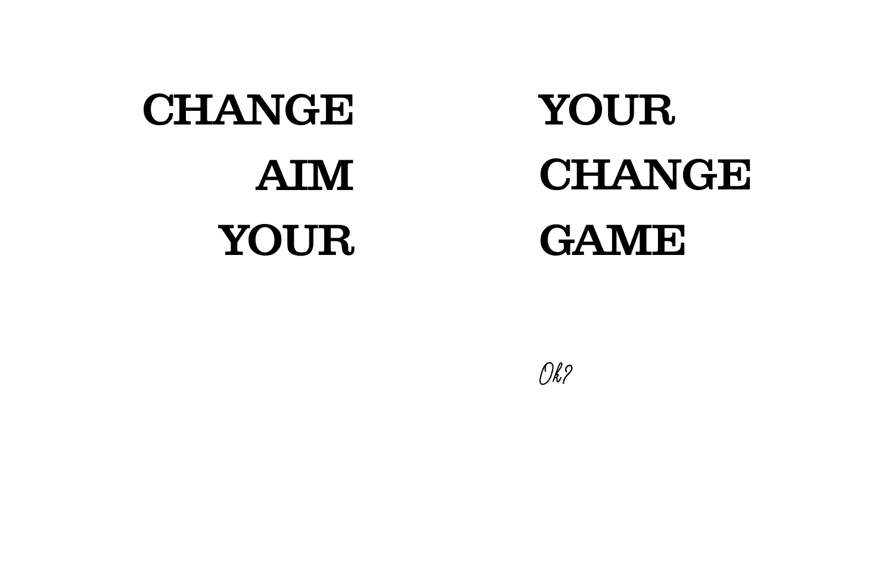**CHANGE**
**AIM**
**YOUR**

**YOUR**
**CHANGE**
**GAME**

*Ok?*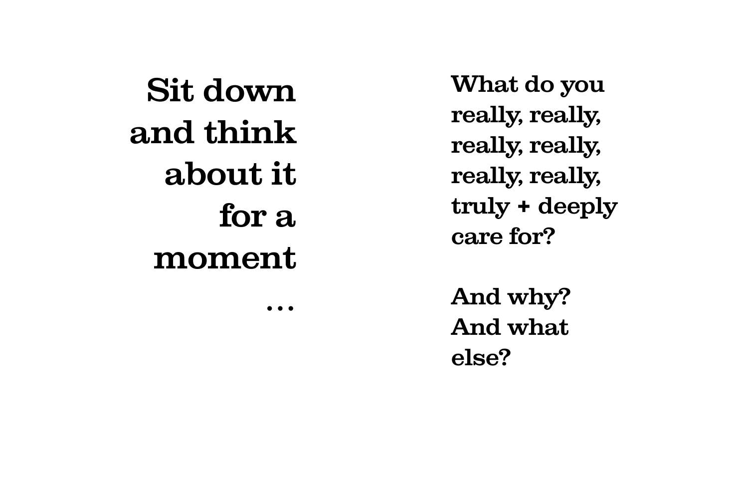**Sit down and think about it for a moment …**

**What do you really, really, really, really, really, really, truly + deeply care for?**

**And why? And what else?**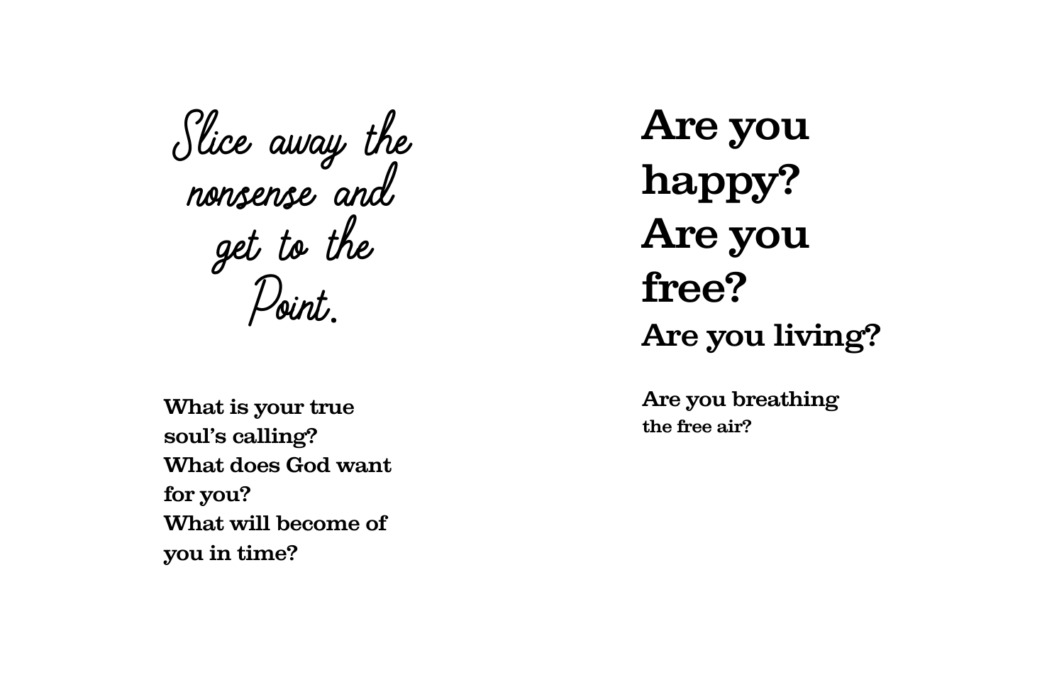*Slice away the nonsense and get to the Point.*

**What is your true soul's calling?**
**What does God want for you?**
**What will become of you in time?**

# Are you happy?
# Are you free?
## Are you living?

**Are you breathing the free air?**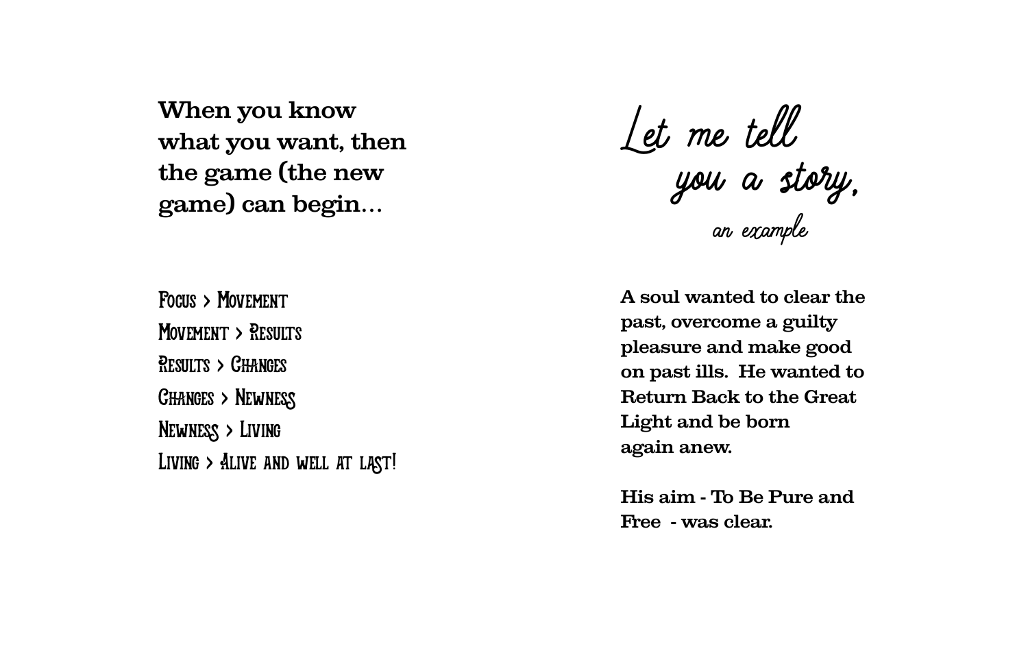**When you know what you want, then the game (the new game) can begin...**

Focus > Movement
Movement > Results
Results > Changes
Changes > Newness
Newness > Living
Living > Alive and well at last!

*Let me tell you a story,*
*an example*

**A soul wanted to clear the past, overcome a guilty pleasure and make good on past ills. He wanted to Return Back to the Great Light and be born again anew.**

**His aim - To Be Pure and Free - was clear.**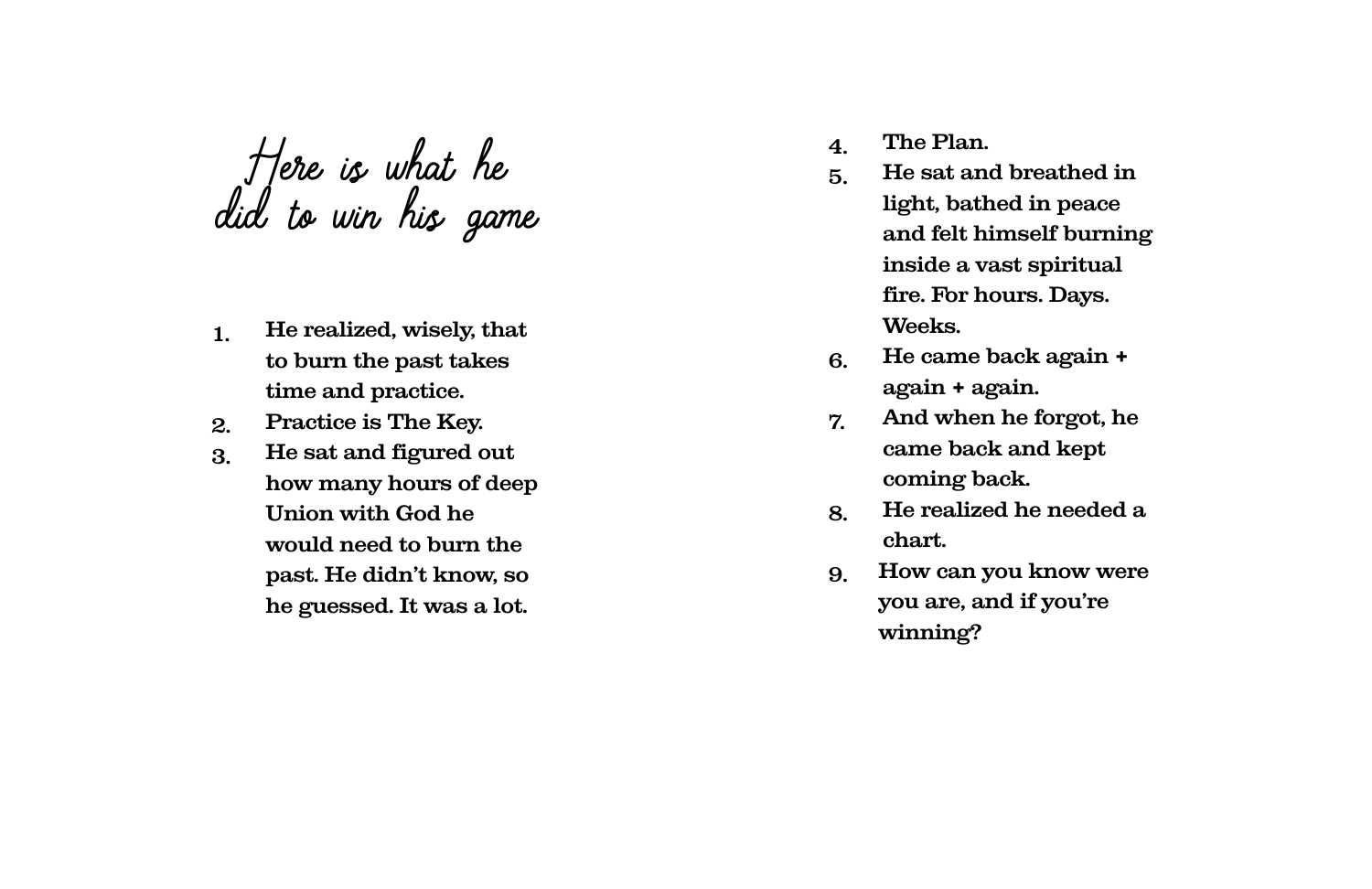# Here is what he did to win his game

1. **He realized, wisely, that to burn the past takes time and practice.**
2. **Practice is The Key.**
3. **He sat and figured out how many hours of deep Union with God he would need to burn the past. He didn't know, so he guessed. It was a lot.**
4. **The Plan.**
5. **He sat and breathed in light, bathed in peace and felt himself burning inside a vast spiritual fire. For hours. Days. Weeks.**
6. **He came back again + again + again.**
7. **And when he forgot, he came back and kept coming back.**
8. **He realized he needed a chart.**
9. **How can you know were you are, and if you're winning?**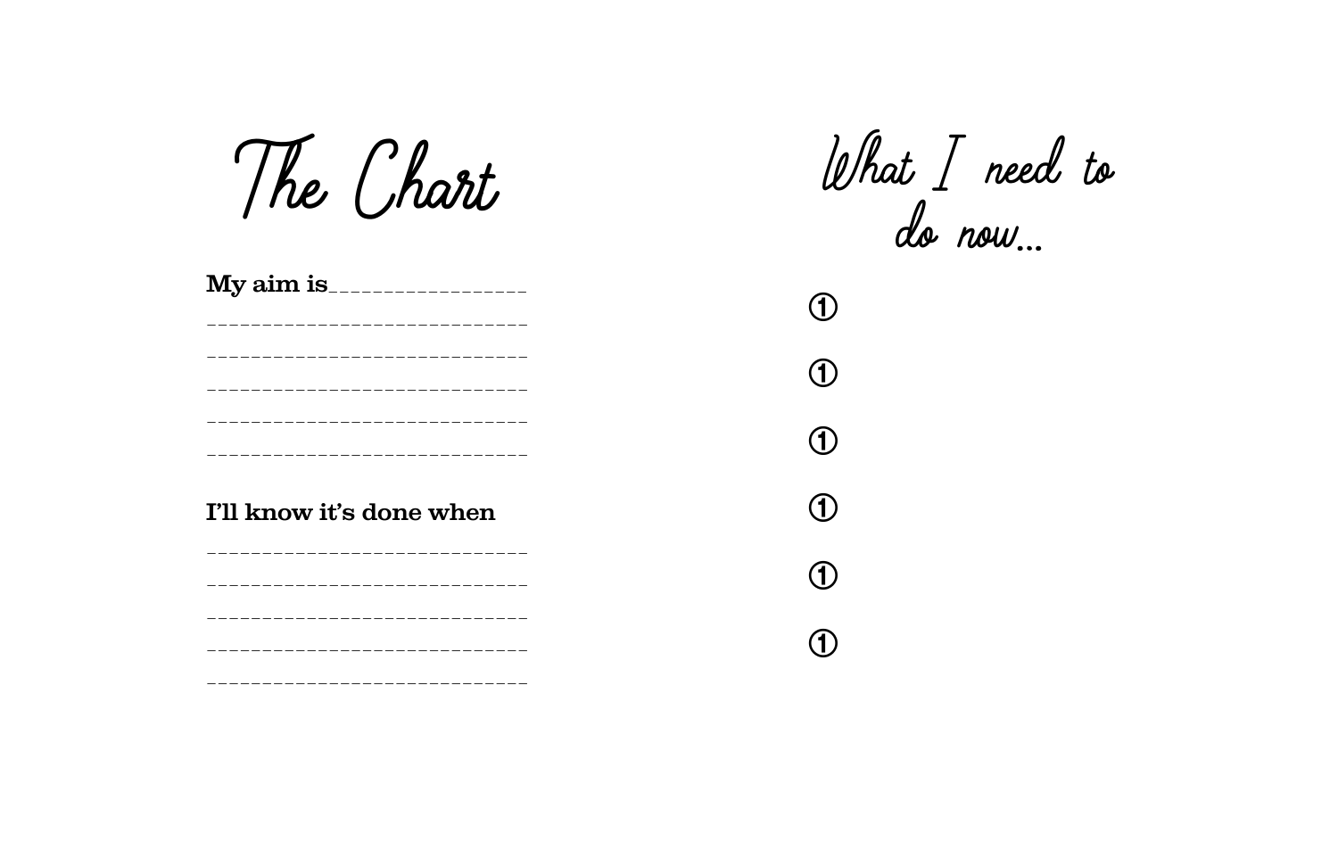# The Chart

**My aim is**________________

____________________________

____________________________

____________________________

____________________________

____________________________

**I'll know it's done when**

____________________________

____________________________

____________________________

____________________________

____________________________

# What I need to do now...

①

①

①

①

①

①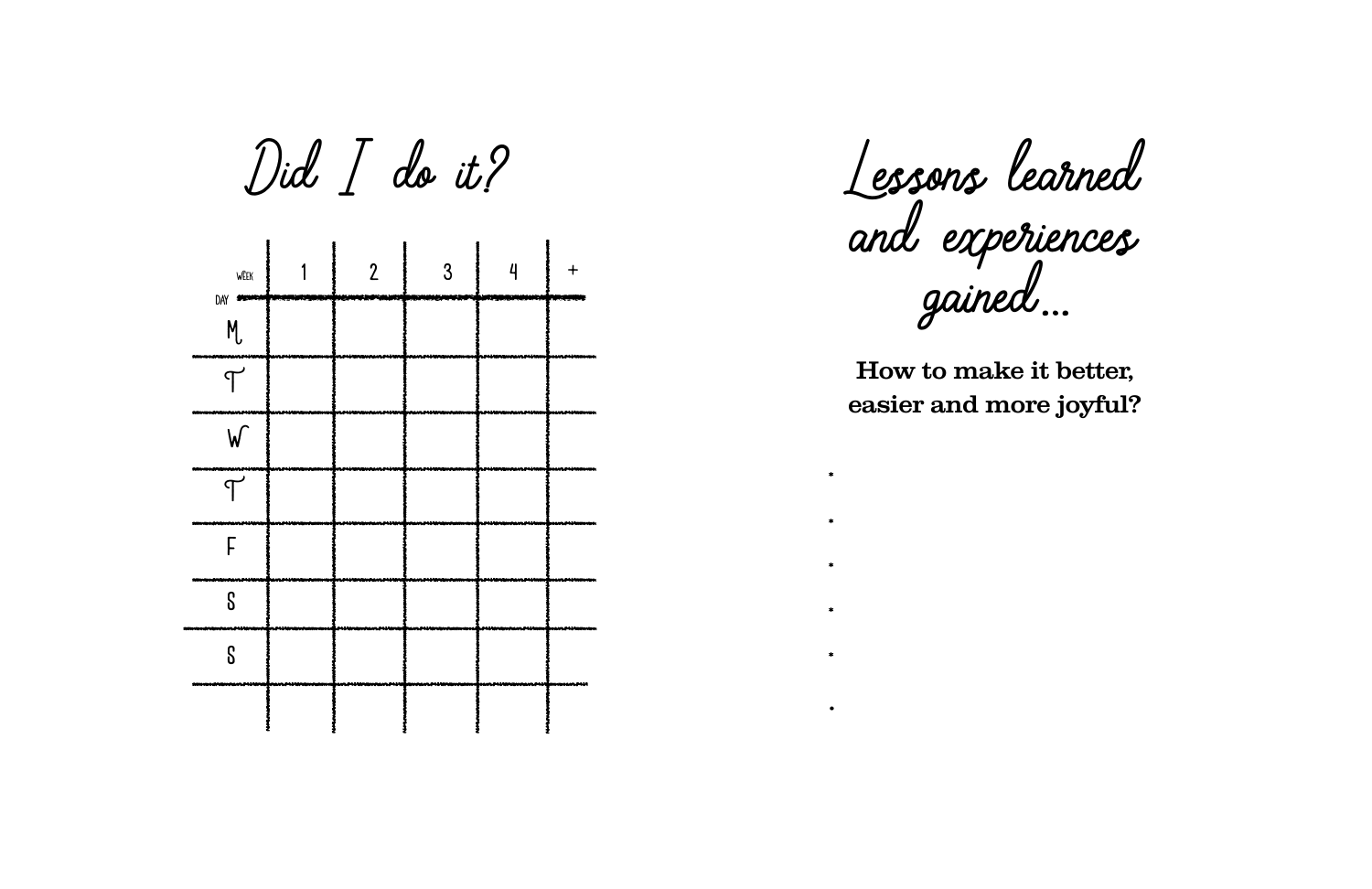# Did I do it?

| WEEK / DAY | 1 | 2 | 3 | 4 | + |
|---|---|---|---|---|---|
| M | | | | | |
| T | | | | | |
| W | | | | | |
| T | | | | | |
| F | | | | | |
| S | | | | | |
| S | | | | | |
| | | | | | |

# Lessons learned and experiences gained...

**How to make it better, easier and more joyful?**

*
*
*
*
*
.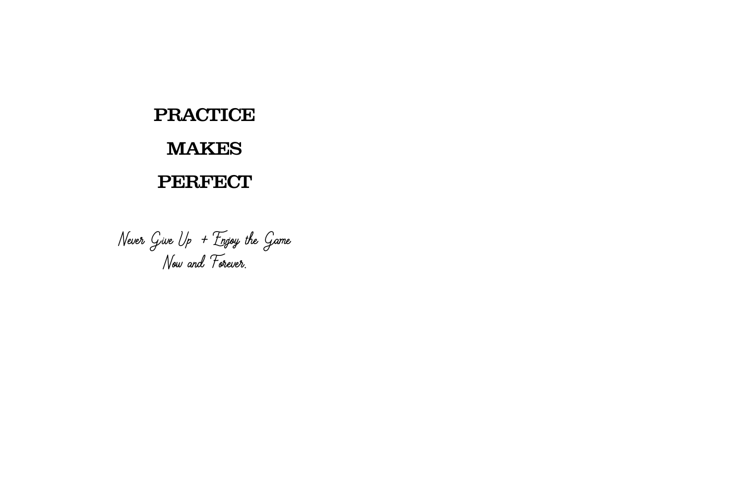**PRACTICE**

**MAKES**

**PERFECT**

*Never Give Up + Enjoy the Game*
*Now and Forever.*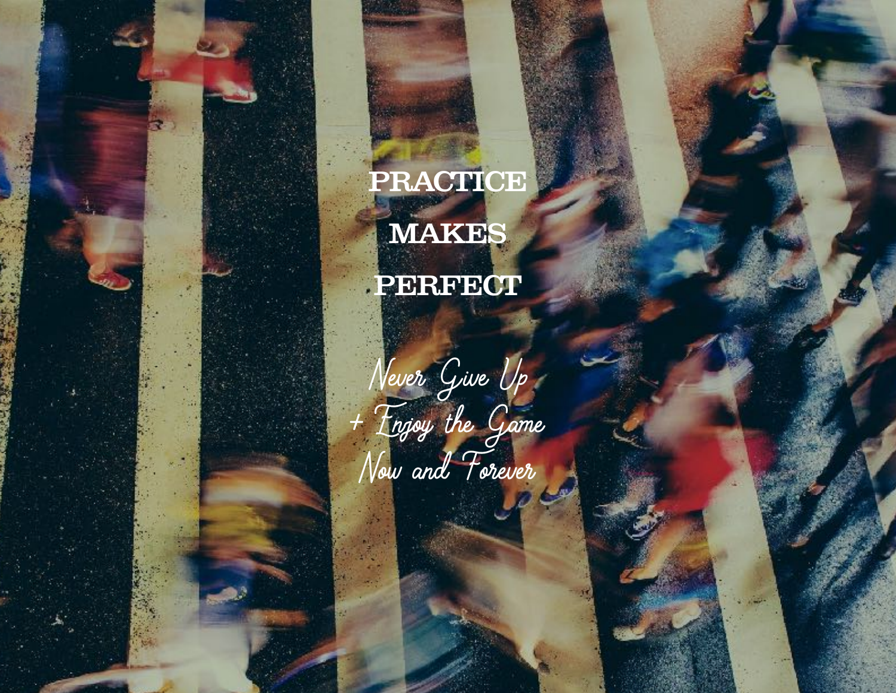**PRACTICE**

**MAKES**

**PERFECT**

*Never Give Up*
*+ Enjoy the Game*
*Now and Forever*